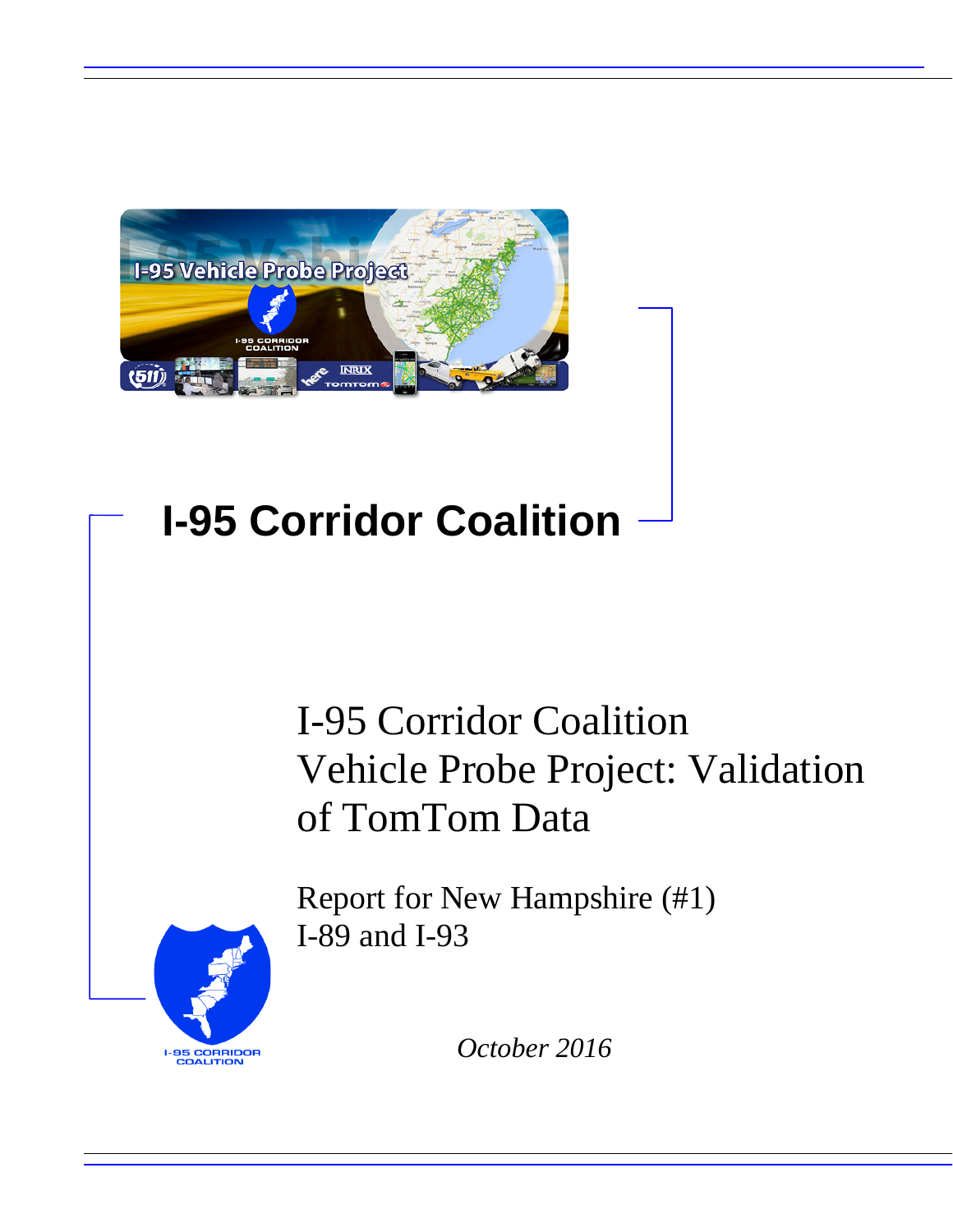# I-95 Corridor Coalition

## I-95 Corridor Coalition Vehicle Probe Project: Validation of TomTom Data

Report for New Hampshire (#1)
I-89 and I-93

*October 2016*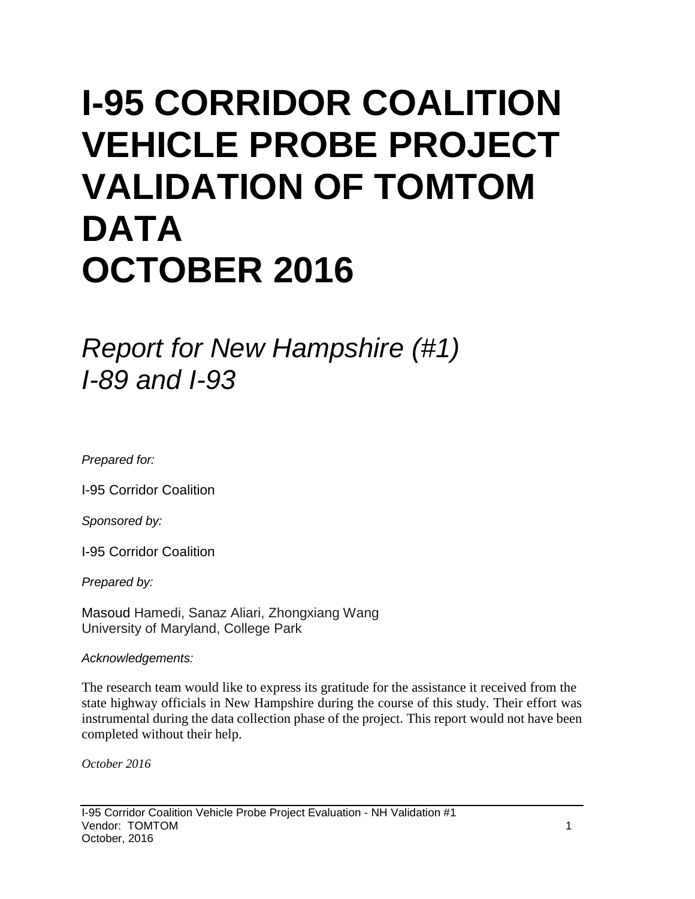# I-95 CORRIDOR COALITION VEHICLE PROBE PROJECT VALIDATION OF TOMTOM DATA OCTOBER 2016

## *Report for New Hampshire (#1) I-89 and I-93*

*Prepared for:*

I-95 Corridor Coalition

*Sponsored by:*

I-95 Corridor Coalition

*Prepared by:*

Masoud Hamedi, Sanaz Aliari, Zhongxiang Wang
University of Maryland, College Park

*Acknowledgements:*

The research team would like to express its gratitude for the assistance it received from the state highway officials in New Hampshire during the course of this study. Their effort was instrumental during the data collection phase of the project. This report would not have been completed without their help.

*October 2016*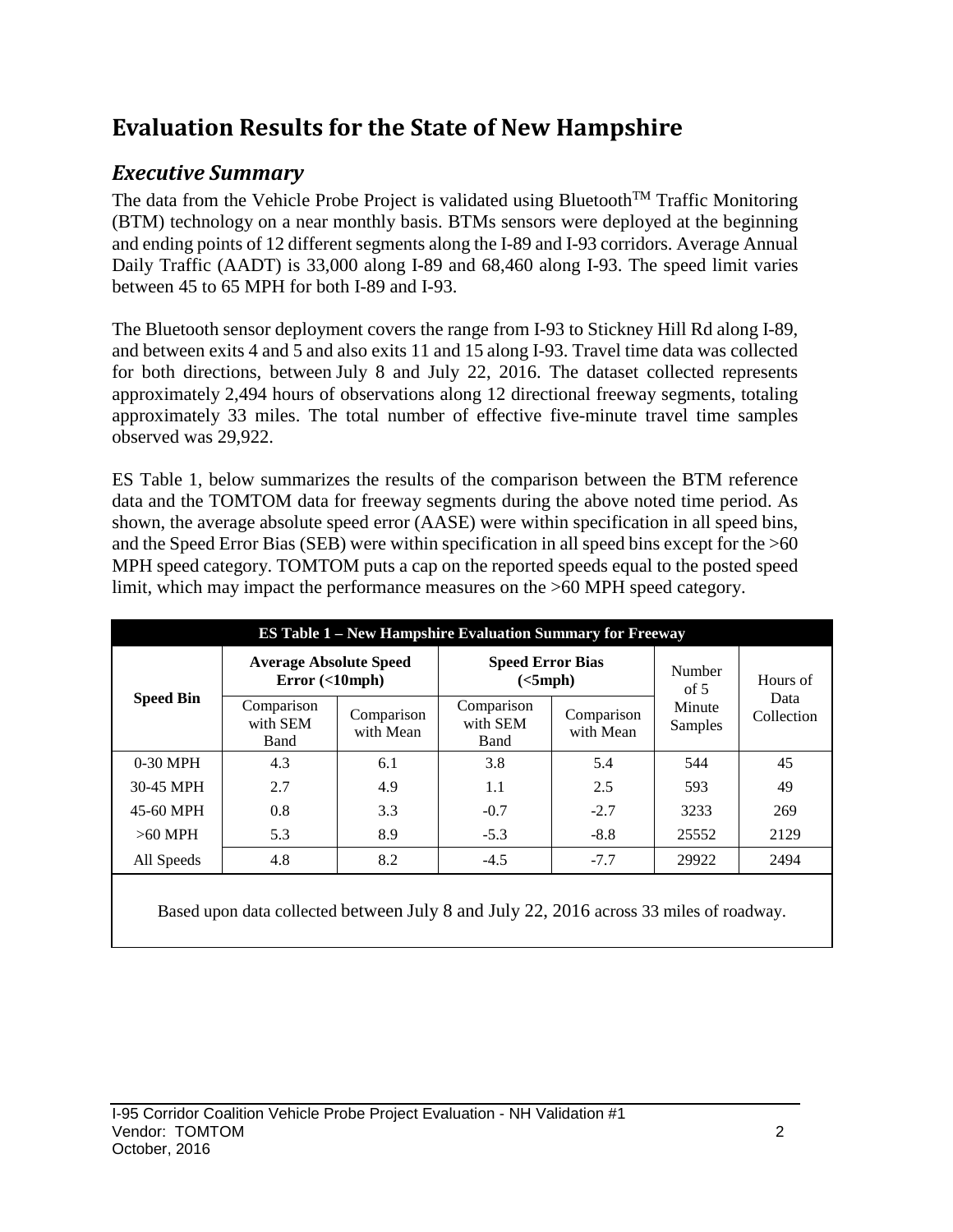# Evaluation Results for the State of New Hampshire

## *Executive Summary*

The data from the Vehicle Probe Project is validated using Bluetooth$^{TM}$ Traffic Monitoring (BTM) technology on a near monthly basis. BTMs sensors were deployed at the beginning and ending points of 12 different segments along the I-89 and I-93 corridors. Average Annual Daily Traffic (AADT) is 33,000 along I-89 and 68,460 along I-93. The speed limit varies between 45 to 65 MPH for both I-89 and I-93.

The Bluetooth sensor deployment covers the range from I-93 to Stickney Hill Rd along I-89, and between exits 4 and 5 and also exits 11 and 15 along I-93. Travel time data was collected for both directions, between July 8 and July 22, 2016. The dataset collected represents approximately 2,494 hours of observations along 12 directional freeway segments, totaling approximately 33 miles. The total number of effective five-minute travel time samples observed was 29,922.

ES Table 1, below summarizes the results of the comparison between the BTM reference data and the TOMTOM data for freeway segments during the above noted time period. As shown, the average absolute speed error (AASE) were within specification in all speed bins, and the Speed Error Bias (SEB) were within specification in all speed bins except for the >60 MPH speed category. TOMTOM puts a cap on the reported speeds equal to the posted speed limit, which may impact the performance measures on the >60 MPH speed category.

**ES Table 1 – New Hampshire Evaluation Summary for Freeway**

| Speed Bin | Average Absolute Speed Error (<10mph) | | Speed Error Bias (<5mph) | | Number of 5 Minute Samples | Hours of Data Collection |
|---|---|---|---|---|---|---|
| | Comparison with SEM Band | Comparison with Mean | Comparison with SEM Band | Comparison with Mean | | |
| 0-30 MPH | 4.3 | 6.1 | 3.8 | 5.4 | 544 | 45 |
| 30-45 MPH | 2.7 | 4.9 | 1.1 | 2.5 | 593 | 49 |
| 45-60 MPH | 0.8 | 3.3 | -0.7 | -2.7 | 3233 | 269 |
| >60 MPH | 5.3 | 8.9 | -5.3 | -8.8 | 25552 | 2129 |
| All Speeds | 4.8 | 8.2 | -4.5 | -7.7 | 29922 | 2494 |

Based upon data collected between July 8 and July 22, 2016 across 33 miles of roadway.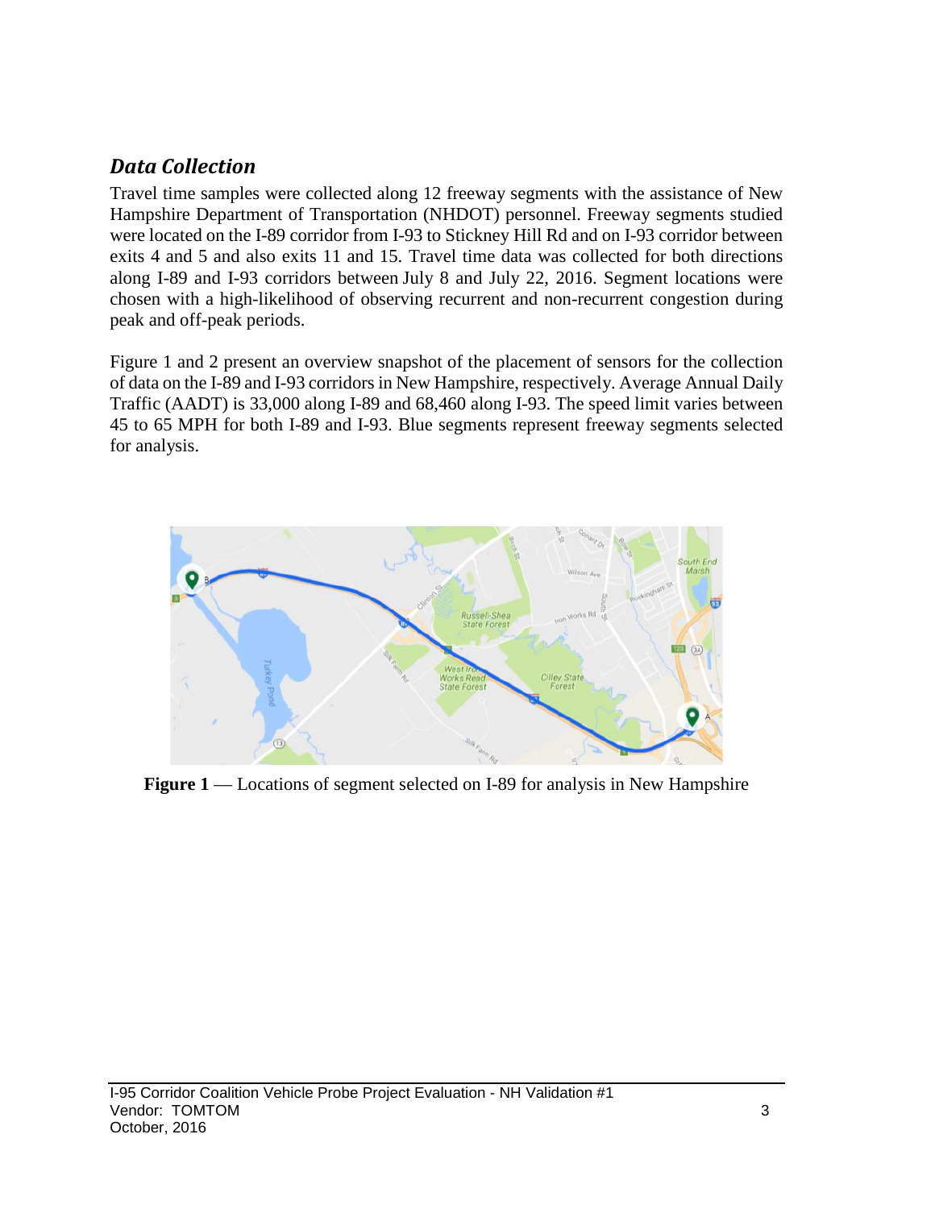## *Data Collection*

Travel time samples were collected along 12 freeway segments with the assistance of New Hampshire Department of Transportation (NHDOT) personnel. Freeway segments studied were located on the I-89 corridor from I-93 to Stickney Hill Rd and on I-93 corridor between exits 4 and 5 and also exits 11 and 15. Travel time data was collected for both directions along I-89 and I-93 corridors between July 8 and July 22, 2016. Segment locations were chosen with a high-likelihood of observing recurrent and non-recurrent congestion during peak and off-peak periods.

Figure 1 and 2 present an overview snapshot of the placement of sensors for the collection of data on the I-89 and I-93 corridors in New Hampshire, respectively. Average Annual Daily Traffic (AADT) is 33,000 along I-89 and 68,460 along I-93. The speed limit varies between 45 to 65 MPH for both I-89 and I-93. Blue segments represent freeway segments selected for analysis.

**Figure 1** — Locations of segment selected on I-89 for analysis in New Hampshire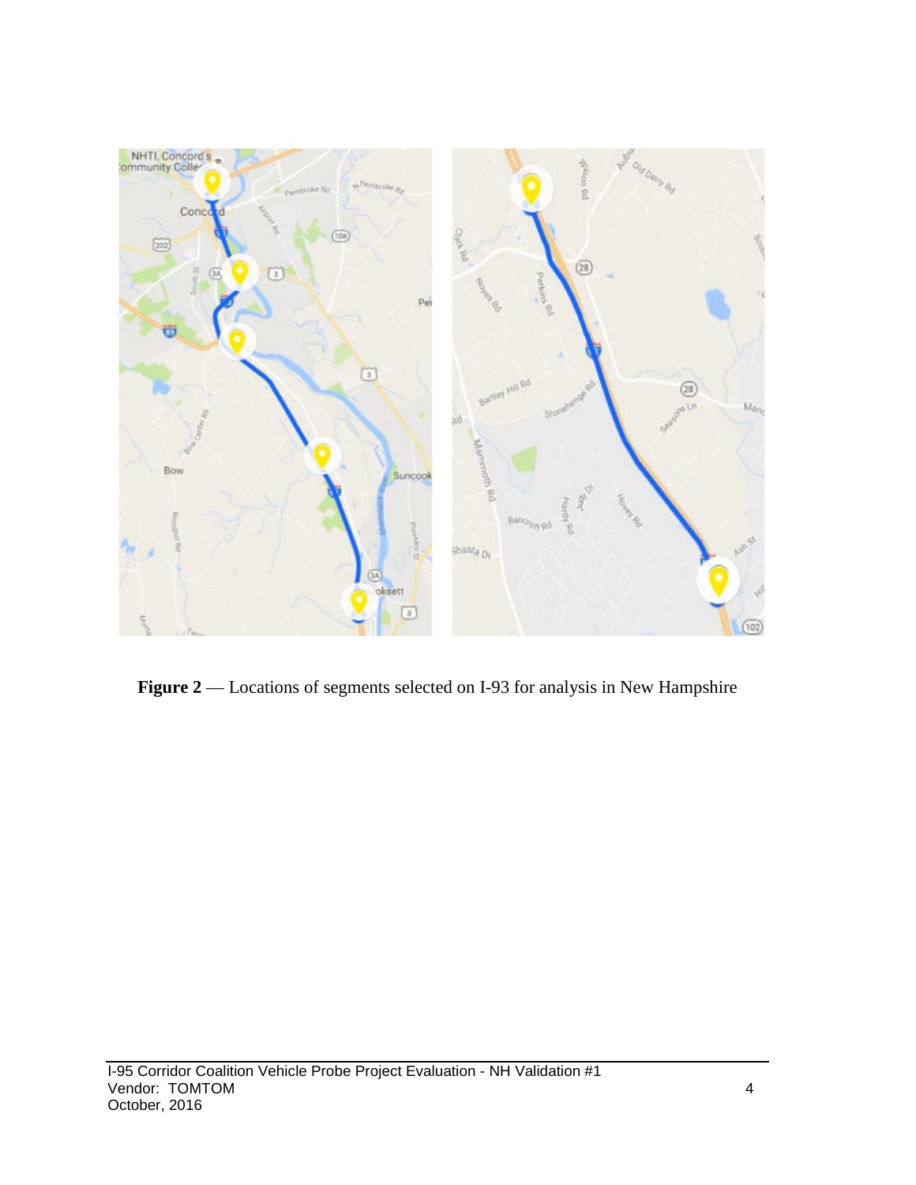**Figure 2** — Locations of segments selected on I-93 for analysis in New Hampshire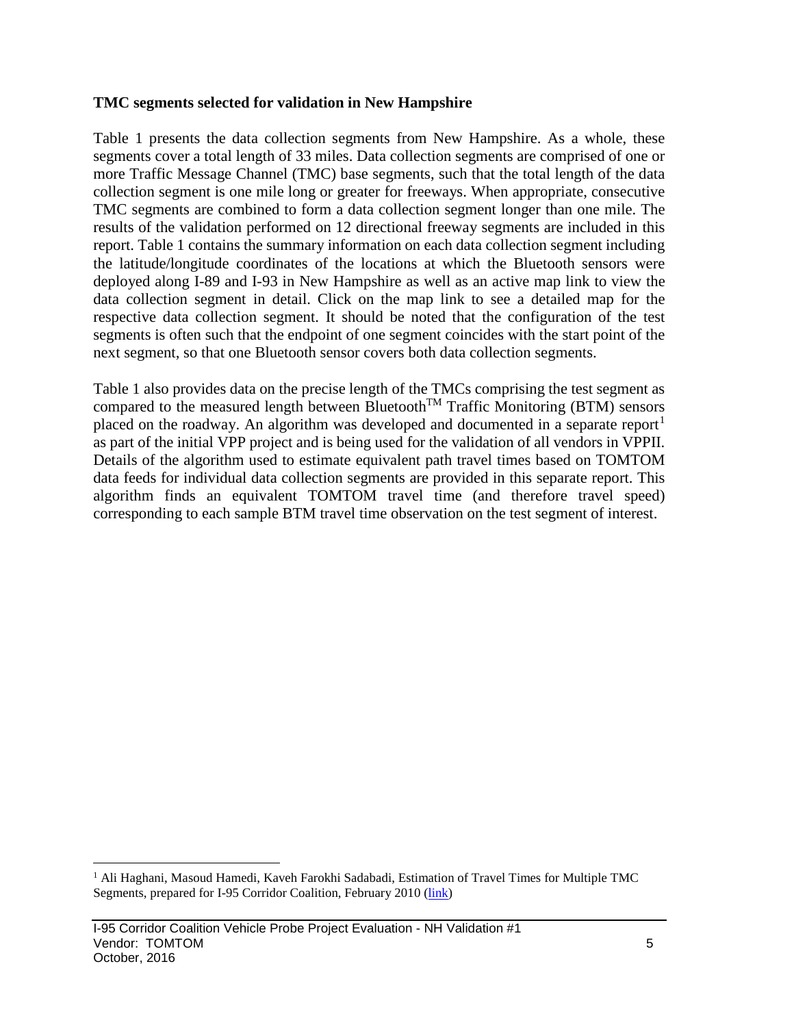**TMC segments selected for validation in New Hampshire**

Table 1 presents the data collection segments from New Hampshire. As a whole, these segments cover a total length of 33 miles. Data collection segments are comprised of one or more Traffic Message Channel (TMC) base segments, such that the total length of the data collection segment is one mile long or greater for freeways. When appropriate, consecutive TMC segments are combined to form a data collection segment longer than one mile. The results of the validation performed on 12 directional freeway segments are included in this report. Table 1 contains the summary information on each data collection segment including the latitude/longitude coordinates of the locations at which the Bluetooth sensors were deployed along I-89 and I-93 in New Hampshire as well as an active map link to view the data collection segment in detail. Click on the map link to see a detailed map for the respective data collection segment. It should be noted that the configuration of the test segments is often such that the endpoint of one segment coincides with the start point of the next segment, so that one Bluetooth sensor covers both data collection segments.

Table 1 also provides data on the precise length of the TMCs comprising the test segment as compared to the measured length between Bluetooth™ Traffic Monitoring (BTM) sensors placed on the roadway. An algorithm was developed and documented in a separate report[1] as part of the initial VPP project and is being used for the validation of all vendors in VPPII. Details of the algorithm used to estimate equivalent path travel times based on TOMTOM data feeds for individual data collection segments are provided in this separate report. This algorithm finds an equivalent TOMTOM travel time (and therefore travel speed) corresponding to each sample BTM travel time observation on the test segment of interest.

[1] Ali Haghani, Masoud Hamedi, Kaveh Farokhi Sadabadi, Estimation of Travel Times for Multiple TMC Segments, prepared for I-95 Corridor Coalition, February 2010 (link)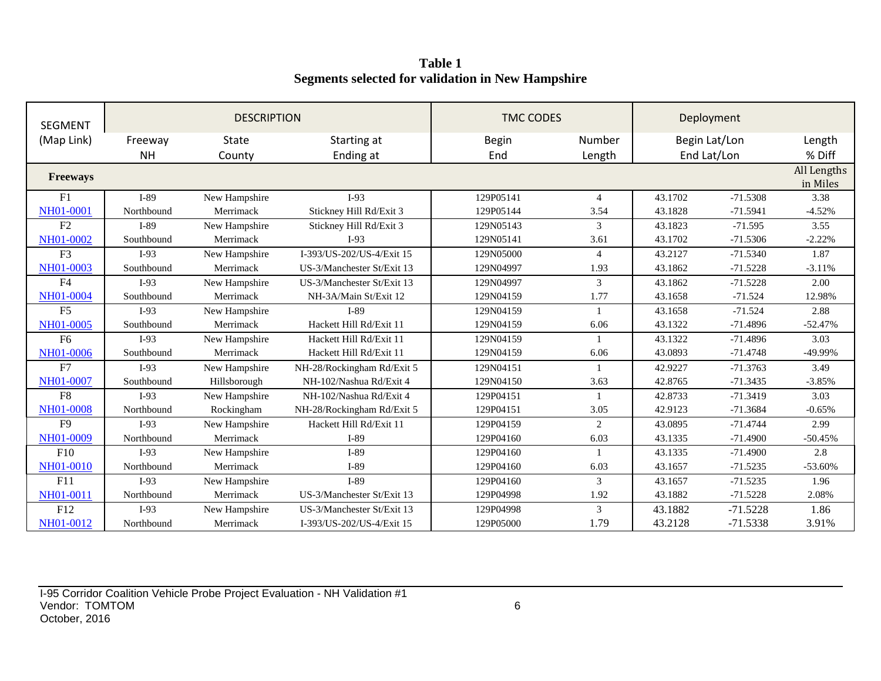**Table 1**
**Segments selected for validation in New Hampshire**

| SEGMENT (Map Link) | DESCRIPTION Freeway NH | State County | Starting at Ending at | TMC CODES Begin End | Number Length | Deployment Begin Lat/Lon End Lat/Lon | | Length % Diff |
|---|---|---|---|---|---|---|---|---|
| **Freeways** | | | | | | | | All Lengths in Miles |
| F1 | I-89 | New Hampshire | I-93 | 129P05141 | 4 | 43.1702 | -71.5308 | 3.38 |
| NH01-0001 | Northbound | Merrimack | Stickney Hill Rd/Exit 3 | 129P05144 | 3.54 | 43.1828 | -71.5941 | -4.52% |
| F2 | I-89 | New Hampshire | Stickney Hill Rd/Exit 3 | 129N05143 | 3 | 43.1823 | -71.595 | 3.55 |
| NH01-0002 | Southbound | Merrimack | I-93 | 129N05141 | 3.61 | 43.1702 | -71.5306 | -2.22% |
| F3 | I-93 | New Hampshire | I-393/US-202/US-4/Exit 15 | 129N05000 | 4 | 43.2127 | -71.5340 | 1.87 |
| NH01-0003 | Southbound | Merrimack | US-3/Manchester St/Exit 13 | 129N04997 | 1.93 | 43.1862 | -71.5228 | -3.11% |
| F4 | I-93 | New Hampshire | US-3/Manchester St/Exit 13 | 129N04997 | 3 | 43.1862 | -71.5228 | 2.00 |
| NH01-0004 | Southbound | Merrimack | NH-3A/Main St/Exit 12 | 129N04159 | 1.77 | 43.1658 | -71.524 | 12.98% |
| F5 | I-93 | New Hampshire | I-89 | 129N04159 | 1 | 43.1658 | -71.524 | 2.88 |
| NH01-0005 | Southbound | Merrimack | Hackett Hill Rd/Exit 11 | 129N04159 | 6.06 | 43.1322 | -71.4896 | -52.47% |
| F6 | I-93 | New Hampshire | Hackett Hill Rd/Exit 11 | 129N04159 | 1 | 43.1322 | -71.4896 | 3.03 |
| NH01-0006 | Southbound | Merrimack | Hackett Hill Rd/Exit 11 | 129N04159 | 6.06 | 43.0893 | -71.4748 | -49.99% |
| F7 | I-93 | New Hampshire | NH-28/Rockingham Rd/Exit 5 | 129N04151 | 1 | 42.9227 | -71.3763 | 3.49 |
| NH01-0007 | Southbound | Hillsborough | NH-102/Nashua Rd/Exit 4 | 129N04150 | 3.63 | 42.8765 | -71.3435 | -3.85% |
| F8 | I-93 | New Hampshire | NH-102/Nashua Rd/Exit 4 | 129P04151 | 1 | 42.8733 | -71.3419 | 3.03 |
| NH01-0008 | Northbound | Rockingham | NH-28/Rockingham Rd/Exit 5 | 129P04151 | 3.05 | 42.9123 | -71.3684 | -0.65% |
| F9 | I-93 | New Hampshire | Hackett Hill Rd/Exit 11 | 129P04159 | 2 | 43.0895 | -71.4744 | 2.99 |
| NH01-0009 | Northbound | Merrimack | I-89 | 129P04160 | 6.03 | 43.1335 | -71.4900 | -50.45% |
| F10 | I-93 | New Hampshire | I-89 | 129P04160 | 1 | 43.1335 | -71.4900 | 2.8 |
| NH01-0010 | Northbound | Merrimack | I-89 | 129P04160 | 6.03 | 43.1657 | -71.5235 | -53.60% |
| F11 | I-93 | New Hampshire | I-89 | 129P04160 | 3 | 43.1657 | -71.5235 | 1.96 |
| NH01-0011 | Northbound | Merrimack | US-3/Manchester St/Exit 13 | 129P04998 | 1.92 | 43.1882 | -71.5228 | 2.08% |
| F12 | I-93 | New Hampshire | US-3/Manchester St/Exit 13 | 129P04998 | 3 | 43.1882 | -71.5228 | 1.86 |
| NH01-0012 | Northbound | Merrimack | I-393/US-202/US-4/Exit 15 | 129P05000 | 1.79 | 43.2128 | -71.5338 | 3.91% |

I-95 Corridor Coalition Vehicle Probe Project Evaluation - NH Validation #1
Vendor: TOMTOM
October, 2016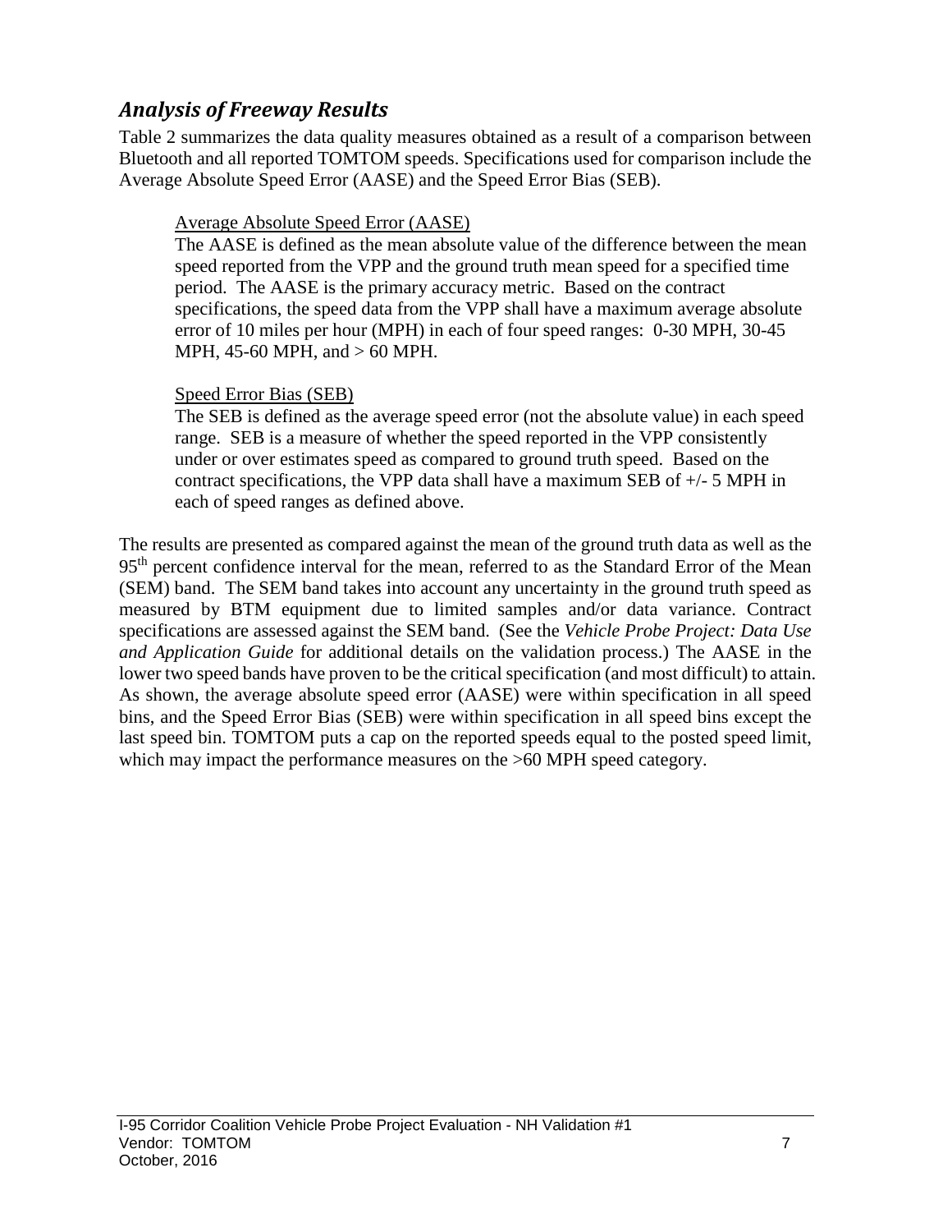## *Analysis of Freeway Results*

Table 2 summarizes the data quality measures obtained as a result of a comparison between Bluetooth and all reported TOMTOM speeds. Specifications used for comparison include the Average Absolute Speed Error (AASE) and the Speed Error Bias (SEB).

> Average Absolute Speed Error (AASE)
>
> The AASE is defined as the mean absolute value of the difference between the mean speed reported from the VPP and the ground truth mean speed for a specified time period. The AASE is the primary accuracy metric. Based on the contract specifications, the speed data from the VPP shall have a maximum average absolute error of 10 miles per hour (MPH) in each of four speed ranges: 0-30 MPH, 30-45 MPH, 45-60 MPH, and > 60 MPH.
>
> Speed Error Bias (SEB)
>
> The SEB is defined as the average speed error (not the absolute value) in each speed range. SEB is a measure of whether the speed reported in the VPP consistently under or over estimates speed as compared to ground truth speed. Based on the contract specifications, the VPP data shall have a maximum SEB of +/- 5 MPH in each of speed ranges as defined above.

The results are presented as compared against the mean of the ground truth data as well as the 95th percent confidence interval for the mean, referred to as the Standard Error of the Mean (SEM) band. The SEM band takes into account any uncertainty in the ground truth speed as measured by BTM equipment due to limited samples and/or data variance. Contract specifications are assessed against the SEM band. (See the *Vehicle Probe Project: Data Use and Application Guide* for additional details on the validation process.) The AASE in the lower two speed bands have proven to be the critical specification (and most difficult) to attain. As shown, the average absolute speed error (AASE) were within specification in all speed bins, and the Speed Error Bias (SEB) were within specification in all speed bins except the last speed bin. TOMTOM puts a cap on the reported speeds equal to the posted speed limit, which may impact the performance measures on the >60 MPH speed category.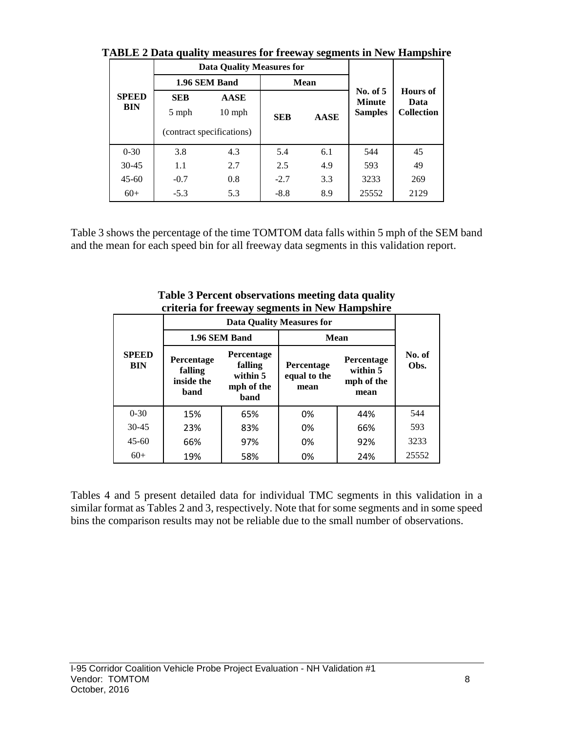**TABLE 2 Data quality measures for freeway segments in New Hampshire**

| SPEED BIN | Data Quality Measures for | | | | No. of 5 Minute Samples | Hours of Data Collection |
|---|---|---|---|---|---|---|
| | 1.96 SEM Band | | Mean | | | |
| | SEB 5 mph | AASE 10 mph | SEB | AASE | | |
| | (contract specifications) | | | | | |
| 0-30 | 3.8 | 4.3 | 5.4 | 6.1 | 544 | 45 |
| 30-45 | 1.1 | 2.7 | 2.5 | 4.9 | 593 | 49 |
| 45-60 | -0.7 | 0.8 | -2.7 | 3.3 | 3233 | 269 |
| 60+ | -5.3 | 5.3 | -8.8 | 8.9 | 25552 | 2129 |

Table 3 shows the percentage of the time TOMTOM data falls within 5 mph of the SEM band and the mean for each speed bin for all freeway data segments in this validation report.

**Table 3 Percent observations meeting data quality criteria for freeway segments in New Hampshire**

| SPEED BIN | Data Quality Measures for | | | | No. of Obs. |
|---|---|---|---|---|---|
| | 1.96 SEM Band | | Mean | | |
| | Percentage falling inside the band | Percentage falling within 5 mph of the band | Percentage equal to the mean | Percentage within 5 mph of the mean | |
| 0-30 | 15% | 65% | 0% | 44% | 544 |
| 30-45 | 23% | 83% | 0% | 66% | 593 |
| 45-60 | 66% | 97% | 0% | 92% | 3233 |
| 60+ | 19% | 58% | 0% | 24% | 25552 |

Tables 4 and 5 present detailed data for individual TMC segments in this validation in a similar format as Tables 2 and 3, respectively. Note that for some segments and in some speed bins the comparison results may not be reliable due to the small number of observations.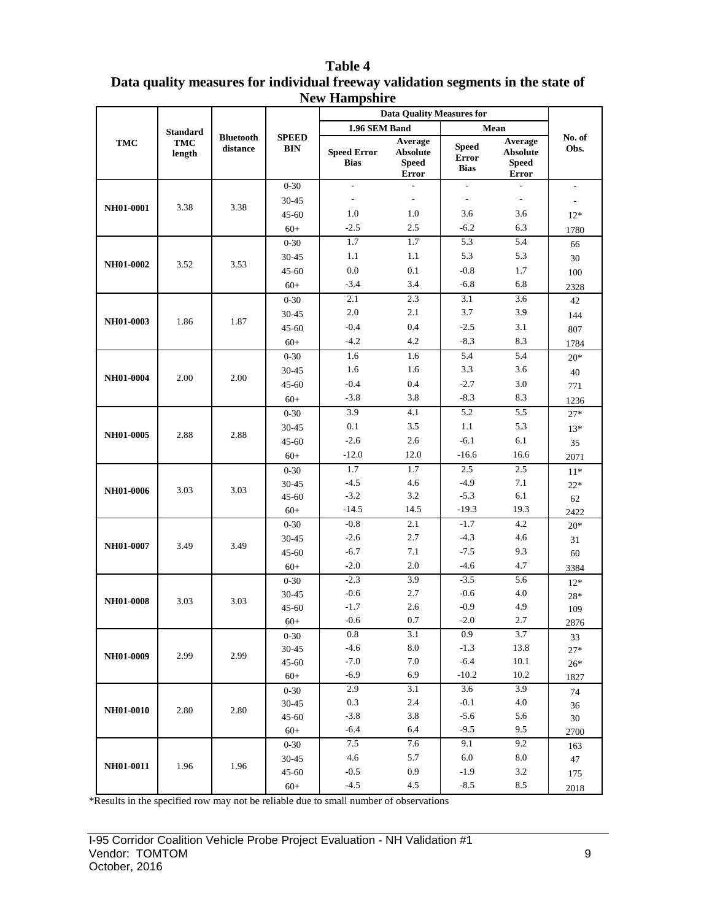**Table 4**
**Data quality measures for individual freeway validation segments in the state of New Hampshire**

| TMC | Standard TMC length | Bluetooth distance | SPEED BIN | Data Quality Measures for 1.96 SEM Band | | Data Quality Measures for Mean | | No. of Obs. |
|---|---|---|---|---|---|---|---|---|
| | | | | Speed Error Bias | Average Absolute Speed Error | Speed Error Bias | Average Absolute Speed Error | |
| NH01-0001 | 3.38 | 3.38 | 0-30 | - | - | - | - | - |
| | | | 30-45 | - | - | - | - | - |
| | | | 45-60 | 1.0 | 1.0 | 3.6 | 3.6 | 12* |
| | | | 60+ | -2.5 | 2.5 | -6.2 | 6.3 | 1780 |
| NH01-0002 | 3.52 | 3.53 | 0-30 | 1.7 | 1.7 | 5.3 | 5.4 | 66 |
| | | | 30-45 | 1.1 | 1.1 | 5.3 | 5.3 | 30 |
| | | | 45-60 | 0.0 | 0.1 | -0.8 | 1.7 | 100 |
| | | | 60+ | -3.4 | 3.4 | -6.8 | 6.8 | 2328 |
| NH01-0003 | 1.86 | 1.87 | 0-30 | 2.1 | 2.3 | 3.1 | 3.6 | 42 |
| | | | 30-45 | 2.0 | 2.1 | 3.7 | 3.9 | 144 |
| | | | 45-60 | -0.4 | 0.4 | -2.5 | 3.1 | 807 |
| | | | 60+ | -4.2 | 4.2 | -8.3 | 8.3 | 1784 |
| NH01-0004 | 2.00 | 2.00 | 0-30 | 1.6 | 1.6 | 5.4 | 5.4 | 20* |
| | | | 30-45 | 1.6 | 1.6 | 3.3 | 3.6 | 40 |
| | | | 45-60 | -0.4 | 0.4 | -2.7 | 3.0 | 771 |
| | | | 60+ | -3.8 | 3.8 | -8.3 | 8.3 | 1236 |
| NH01-0005 | 2.88 | 2.88 | 0-30 | 3.9 | 4.1 | 5.2 | 5.5 | 27* |
| | | | 30-45 | 0.1 | 3.5 | 1.1 | 5.3 | 13* |
| | | | 45-60 | -2.6 | 2.6 | -6.1 | 6.1 | 35 |
| | | | 60+ | -12.0 | 12.0 | -16.6 | 16.6 | 2071 |
| NH01-0006 | 3.03 | 3.03 | 0-30 | 1.7 | 1.7 | 2.5 | 2.5 | 11* |
| | | | 30-45 | -4.5 | 4.6 | -4.9 | 7.1 | 22* |
| | | | 45-60 | -3.2 | 3.2 | -5.3 | 6.1 | 62 |
| | | | 60+ | -14.5 | 14.5 | -19.3 | 19.3 | 2422 |
| NH01-0007 | 3.49 | 3.49 | 0-30 | -0.8 | 2.1 | -1.7 | 4.2 | 20* |
| | | | 30-45 | -2.6 | 2.7 | -4.3 | 4.6 | 31 |
| | | | 45-60 | -6.7 | 7.1 | -7.5 | 9.3 | 60 |
| | | | 60+ | -2.0 | 2.0 | -4.6 | 4.7 | 3384 |
| NH01-0008 | 3.03 | 3.03 | 0-30 | -2.3 | 3.9 | -3.5 | 5.6 | 12* |
| | | | 30-45 | -0.6 | 2.7 | -0.6 | 4.0 | 28* |
| | | | 45-60 | -1.7 | 2.6 | -0.9 | 4.9 | 109 |
| | | | 60+ | -0.6 | 0.7 | -2.0 | 2.7 | 2876 |
| NH01-0009 | 2.99 | 2.99 | 0-30 | 0.8 | 3.1 | 0.9 | 3.7 | 33 |
| | | | 30-45 | -4.6 | 8.0 | -1.3 | 13.8 | 27* |
| | | | 45-60 | -7.0 | 7.0 | -6.4 | 10.1 | 26* |
| | | | 60+ | -6.9 | 6.9 | -10.2 | 10.2 | 1827 |
| NH01-0010 | 2.80 | 2.80 | 0-30 | 2.9 | 3.1 | 3.6 | 3.9 | 74 |
| | | | 30-45 | 0.3 | 2.4 | -0.1 | 4.0 | 36 |
| | | | 45-60 | -3.8 | 3.8 | -5.6 | 5.6 | 30 |
| | | | 60+ | -6.4 | 6.4 | -9.5 | 9.5 | 2700 |
| NH01-0011 | 1.96 | 1.96 | 0-30 | 7.5 | 7.6 | 9.1 | 9.2 | 163 |
| | | | 30-45 | 4.6 | 5.7 | 6.0 | 8.0 | 47 |
| | | | 45-60 | -0.5 | 0.9 | -1.9 | 3.2 | 175 |
| | | | 60+ | -4.5 | 4.5 | -8.5 | 8.5 | 2018 |

*Results in the specified row may not be reliable due to small number of observations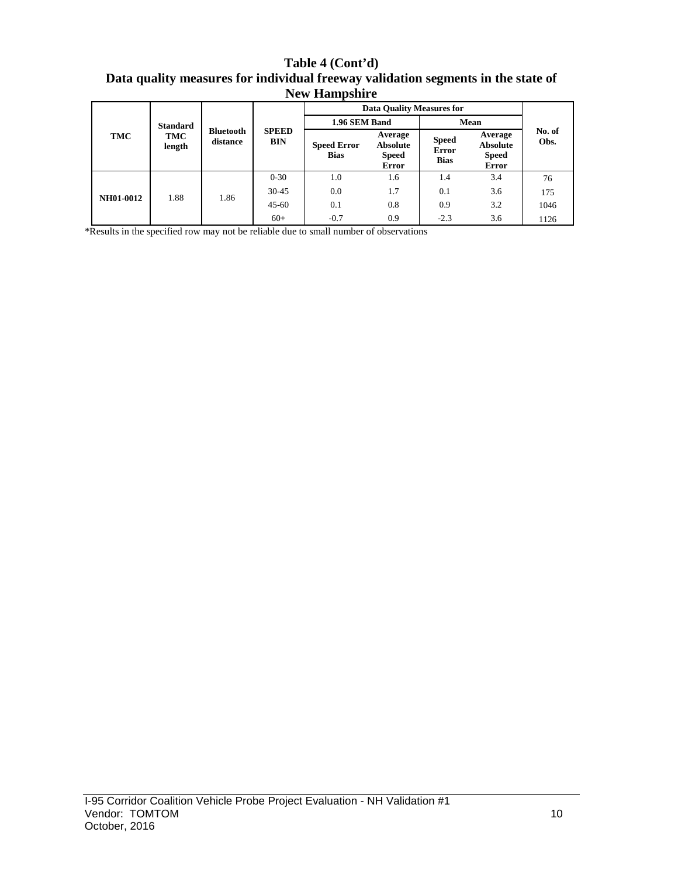**Table 4 (Cont'd)**
**Data quality measures for individual freeway validation segments in the state of New Hampshire**

| TMC | Standard TMC length | Bluetooth distance | SPEED BIN | Data Quality Measures for | | | | No. of Obs. |
|---|---|---|---|---|---|---|---|---|
| | | | | 1.96 SEM Band | | Mean | | |
| | | | | Speed Error Bias | Average Absolute Speed Error | Speed Error Bias | Average Absolute Speed Error | |
| NH01-0012 | 1.88 | 1.86 | 0-30 | 1.0 | 1.6 | 1.4 | 3.4 | 76 |
| | | | 30-45 | 0.0 | 1.7 | 0.1 | 3.6 | 175 |
| | | | 45-60 | 0.1 | 0.8 | 0.9 | 3.2 | 1046 |
| | | | 60+ | -0.7 | 0.9 | -2.3 | 3.6 | 1126 |

*Results in the specified row may not be reliable due to small number of observations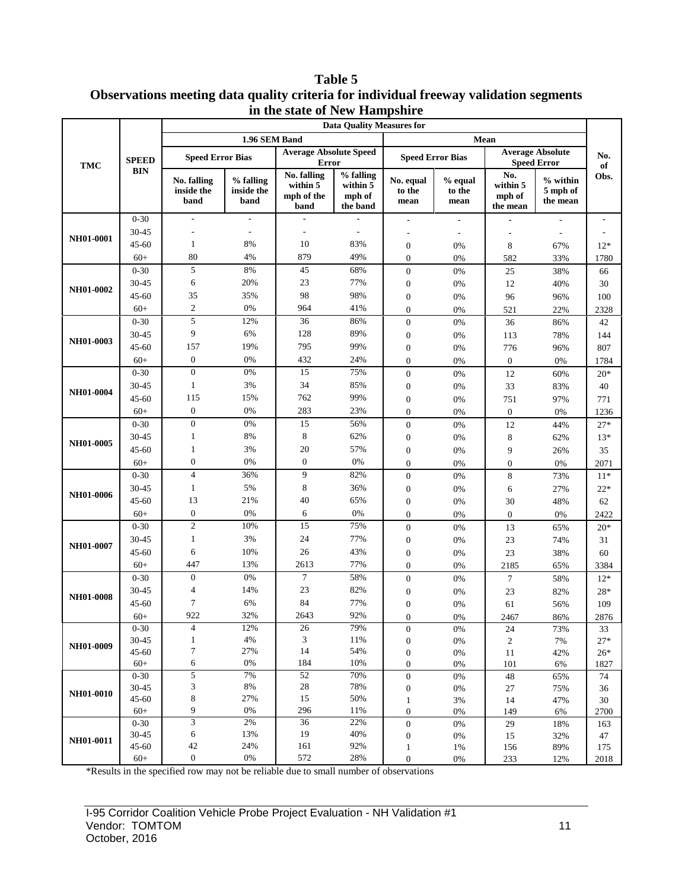**Table 5**
**Observations meeting data quality criteria for individual freeway validation segments in the state of New Hampshire**

| TMC | SPEED BIN | Data Quality Measures for | | | | | | | | No. of Obs. |
|---|---|---|---|---|---|---|---|---|---|---|
| | | 1.96 SEM Band | | | | Mean | | | | |
| | | Speed Error Bias | | Average Absolute Speed Error | | Speed Error Bias | | Average Absolute Speed Error | | |
| | | No. falling inside the band | % falling inside the band | No. falling within 5 mph of the band | % falling within 5 mph of the band | No. equal to the mean | % equal to the mean | No. within 5 mph of the mean | % within 5 mph of the mean | |
| NH01-0001 | 0-30 | - | - | - | - | - | - | - | - | - |
| | 30-45 | - | - | - | - | - | - | - | - | - |
| | 45-60 | 1 | 8% | 10 | 83% | 0 | 0% | 8 | 67% | 12* |
| | 60+ | 80 | 4% | 879 | 49% | 0 | 0% | 582 | 33% | 1780 |
| NH01-0002 | 0-30 | 5 | 8% | 45 | 68% | 0 | 0% | 25 | 38% | 66 |
| | 30-45 | 6 | 20% | 23 | 77% | 0 | 0% | 12 | 40% | 30 |
| | 45-60 | 35 | 35% | 98 | 98% | 0 | 0% | 96 | 96% | 100 |
| | 60+ | 2 | 0% | 964 | 41% | 0 | 0% | 521 | 22% | 2328 |
| NH01-0003 | 0-30 | 5 | 12% | 36 | 86% | 0 | 0% | 36 | 86% | 42 |
| | 30-45 | 9 | 6% | 128 | 89% | 0 | 0% | 113 | 78% | 144 |
| | 45-60 | 157 | 19% | 795 | 99% | 0 | 0% | 776 | 96% | 807 |
| | 60+ | 0 | 0% | 432 | 24% | 0 | 0% | 0 | 0% | 1784 |
| NH01-0004 | 0-30 | 0 | 0% | 15 | 75% | 0 | 0% | 12 | 60% | 20* |
| | 30-45 | 1 | 3% | 34 | 85% | 0 | 0% | 33 | 83% | 40 |
| | 45-60 | 115 | 15% | 762 | 99% | 0 | 0% | 751 | 97% | 771 |
| | 60+ | 0 | 0% | 283 | 23% | 0 | 0% | 0 | 0% | 1236 |
| NH01-0005 | 0-30 | 0 | 0% | 15 | 56% | 0 | 0% | 12 | 44% | 27* |
| | 30-45 | 1 | 8% | 8 | 62% | 0 | 0% | 8 | 62% | 13* |
| | 45-60 | 1 | 3% | 20 | 57% | 0 | 0% | 9 | 26% | 35 |
| | 60+ | 0 | 0% | 0 | 0% | 0 | 0% | 0 | 0% | 2071 |
| NH01-0006 | 0-30 | 4 | 36% | 9 | 82% | 0 | 0% | 8 | 73% | 11* |
| | 30-45 | 1 | 5% | 8 | 36% | 0 | 0% | 6 | 27% | 22* |
| | 45-60 | 13 | 21% | 40 | 65% | 0 | 0% | 30 | 48% | 62 |
| | 60+ | 0 | 0% | 6 | 0% | 0 | 0% | 0 | 0% | 2422 |
| NH01-0007 | 0-30 | 2 | 10% | 15 | 75% | 0 | 0% | 13 | 65% | 20* |
| | 30-45 | 1 | 3% | 24 | 77% | 0 | 0% | 23 | 74% | 31 |
| | 45-60 | 6 | 10% | 26 | 43% | 0 | 0% | 23 | 38% | 60 |
| | 60+ | 447 | 13% | 2613 | 77% | 0 | 0% | 2185 | 65% | 3384 |
| NH01-0008 | 0-30 | 0 | 0% | 7 | 58% | 0 | 0% | 7 | 58% | 12* |
| | 30-45 | 4 | 14% | 23 | 82% | 0 | 0% | 23 | 82% | 28* |
| | 45-60 | 7 | 6% | 84 | 77% | 0 | 0% | 61 | 56% | 109 |
| | 60+ | 922 | 32% | 2643 | 92% | 0 | 0% | 2467 | 86% | 2876 |
| NH01-0009 | 0-30 | 4 | 12% | 26 | 79% | 0 | 0% | 24 | 73% | 33 |
| | 30-45 | 1 | 4% | 3 | 11% | 0 | 0% | 2 | 7% | 27* |
| | 45-60 | 7 | 27% | 14 | 54% | 0 | 0% | 11 | 42% | 26* |
| | 60+ | 6 | 0% | 184 | 10% | 0 | 0% | 101 | 6% | 1827 |
| NH01-0010 | 0-30 | 5 | 7% | 52 | 70% | 0 | 0% | 48 | 65% | 74 |
| | 30-45 | 3 | 8% | 28 | 78% | 0 | 0% | 27 | 75% | 36 |
| | 45-60 | 8 | 27% | 15 | 50% | 1 | 3% | 14 | 47% | 30 |
| | 60+ | 9 | 0% | 296 | 11% | 0 | 0% | 149 | 6% | 2700 |
| NH01-0011 | 0-30 | 3 | 2% | 36 | 22% | 0 | 0% | 29 | 18% | 163 |
| | 30-45 | 6 | 13% | 19 | 40% | 0 | 0% | 15 | 32% | 47 |
| | 45-60 | 42 | 24% | 161 | 92% | 1 | 1% | 156 | 89% | 175 |
| | 60+ | 0 | 0% | 572 | 28% | 0 | 0% | 233 | 12% | 2018 |

*Results in the specified row may not be reliable due to small number of observations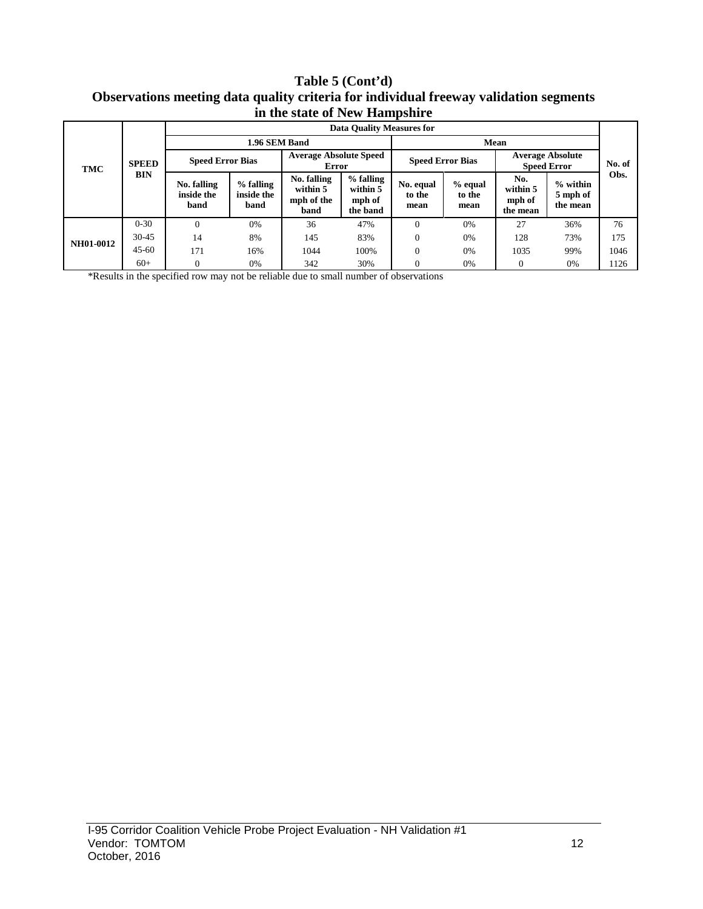# Table 5 (Cont'd)
## Observations meeting data quality criteria for individual freeway validation segments in the state of New Hampshire

| TMC | SPEED BIN | Data Quality Measures for | | | | | | | | No. of Obs. |
|---|---|---|---|---|---|---|---|---|---|---|
| | | 1.96 SEM Band | | | | Mean | | | | |
| | | Speed Error Bias | | Average Absolute Speed Error | | Speed Error Bias | | Average Absolute Speed Error | | |
| | | No. falling inside the band | % falling inside the band | No. falling within 5 mph of the band | % falling within 5 mph of the band | No. equal to the mean | % equal to the mean | No. within 5 mph of the mean | % within 5 mph of the mean | |
| NH01-0012 | 0-30 | 0 | 0% | 36 | 47% | 0 | 0% | 27 | 36% | 76 |
| | 30-45 | 14 | 8% | 145 | 83% | 0 | 0% | 128 | 73% | 175 |
| | 45-60 | 171 | 16% | 1044 | 100% | 0 | 0% | 1035 | 99% | 1046 |
| | 60+ | 0 | 0% | 342 | 30% | 0 | 0% | 0 | 0% | 1126 |

*Results in the specified row may not be reliable due to small number of observations